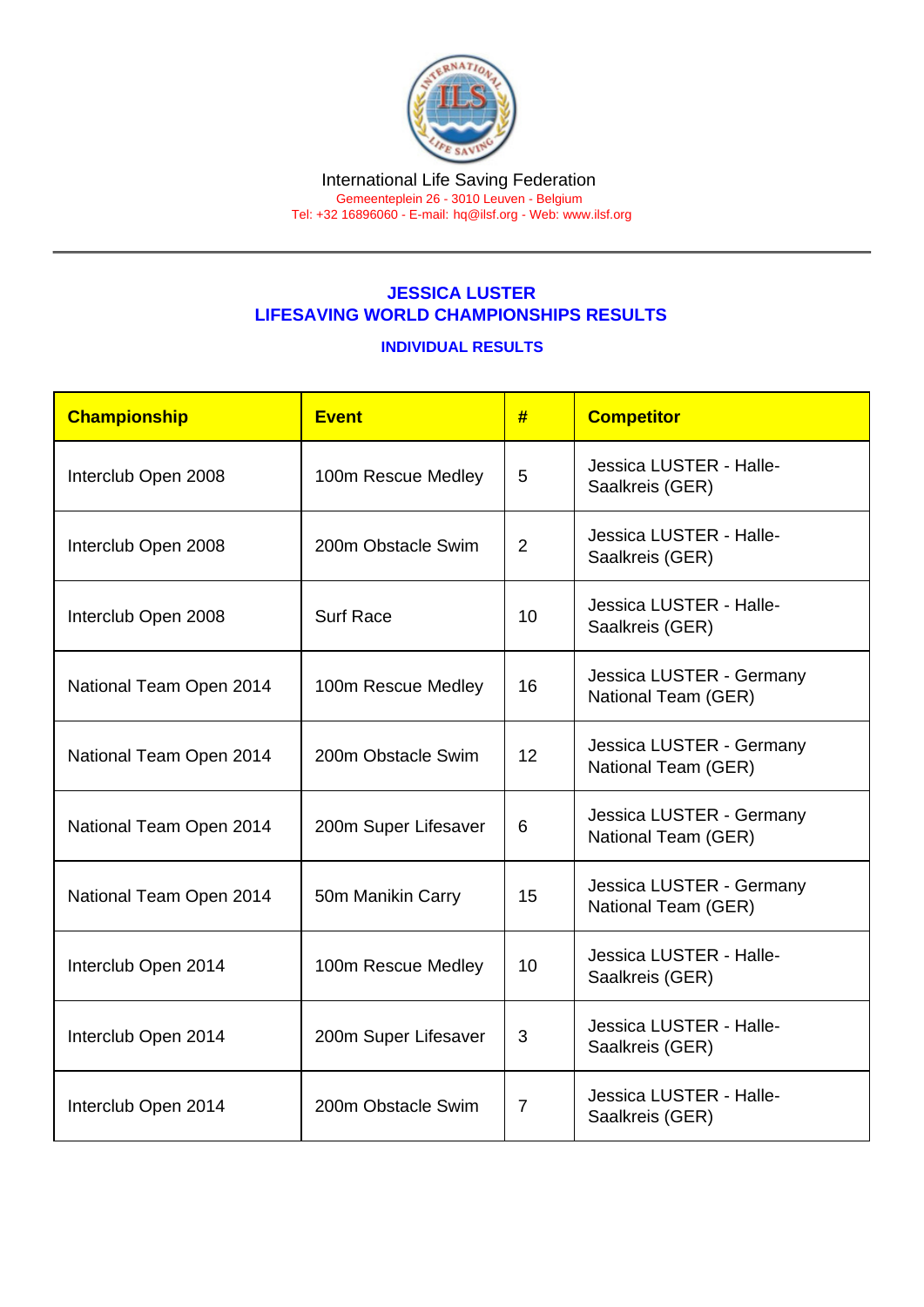International Life Saving Federation
Gemeenteplein 26 - 3010 Leuven - Belgium
Tel: +32 16896060 - E-mail: hq@ilsf.org - Web: www.ilsf.org

## JESSICA LUSTER
## LIFESAVING WORLD CHAMPIONSHIPS RESULTS

### INDIVIDUAL RESULTS

| Championship | Event | # | Competitor |
|---|---|---|---|
| Interclub Open 2008 | 100m Rescue Medley | 5 | Jessica LUSTER - Halle-Saalkreis (GER) |
| Interclub Open 2008 | 200m Obstacle Swim | 2 | Jessica LUSTER - Halle-Saalkreis (GER) |
| Interclub Open 2008 | Surf Race | 10 | Jessica LUSTER - Halle-Saalkreis (GER) |
| National Team Open 2014 | 100m Rescue Medley | 16 | Jessica LUSTER - Germany National Team (GER) |
| National Team Open 2014 | 200m Obstacle Swim | 12 | Jessica LUSTER - Germany National Team (GER) |
| National Team Open 2014 | 200m Super Lifesaver | 6 | Jessica LUSTER - Germany National Team (GER) |
| National Team Open 2014 | 50m Manikin Carry | 15 | Jessica LUSTER - Germany National Team (GER) |
| Interclub Open 2014 | 100m Rescue Medley | 10 | Jessica LUSTER - Halle-Saalkreis (GER) |
| Interclub Open 2014 | 200m Super Lifesaver | 3 | Jessica LUSTER - Halle-Saalkreis (GER) |
| Interclub Open 2014 | 200m Obstacle Swim | 7 | Jessica LUSTER - Halle-Saalkreis (GER) |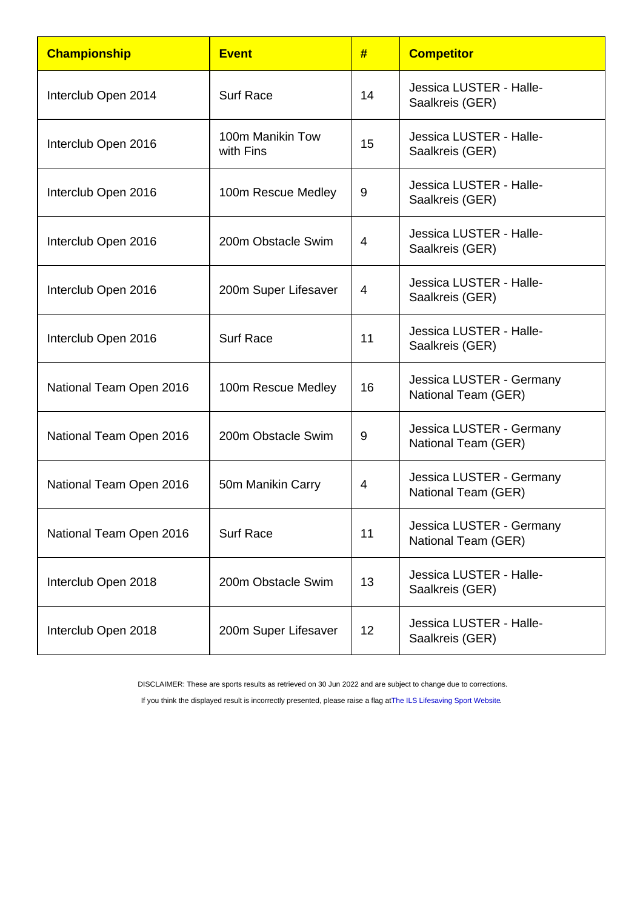| Championship | Event | # | Competitor |
| --- | --- | --- | --- |
| Interclub Open 2014 | Surf Race | 14 | Jessica LUSTER - Halle-Saalkreis (GER) |
| Interclub Open 2016 | 100m Manikin Tow with Fins | 15 | Jessica LUSTER - Halle-Saalkreis (GER) |
| Interclub Open 2016 | 100m Rescue Medley | 9 | Jessica LUSTER - Halle-Saalkreis (GER) |
| Interclub Open 2016 | 200m Obstacle Swim | 4 | Jessica LUSTER - Halle-Saalkreis (GER) |
| Interclub Open 2016 | 200m Super Lifesaver | 4 | Jessica LUSTER - Halle-Saalkreis (GER) |
| Interclub Open 2016 | Surf Race | 11 | Jessica LUSTER - Halle-Saalkreis (GER) |
| National Team Open 2016 | 100m Rescue Medley | 16 | Jessica LUSTER - Germany National Team (GER) |
| National Team Open 2016 | 200m Obstacle Swim | 9 | Jessica LUSTER - Germany National Team (GER) |
| National Team Open 2016 | 50m Manikin Carry | 4 | Jessica LUSTER - Germany National Team (GER) |
| National Team Open 2016 | Surf Race | 11 | Jessica LUSTER - Germany National Team (GER) |
| Interclub Open 2018 | 200m Obstacle Swim | 13 | Jessica LUSTER - Halle-Saalkreis (GER) |
| Interclub Open 2018 | 200m Super Lifesaver | 12 | Jessica LUSTER - Halle-Saalkreis (GER) |

DISCLAIMER: These are sports results as retrieved on 30 Jun 2022 and are subject to change due to corrections.

If you think the displayed result is incorrectly presented, please raise a flag at The ILS Lifesaving Sport Website.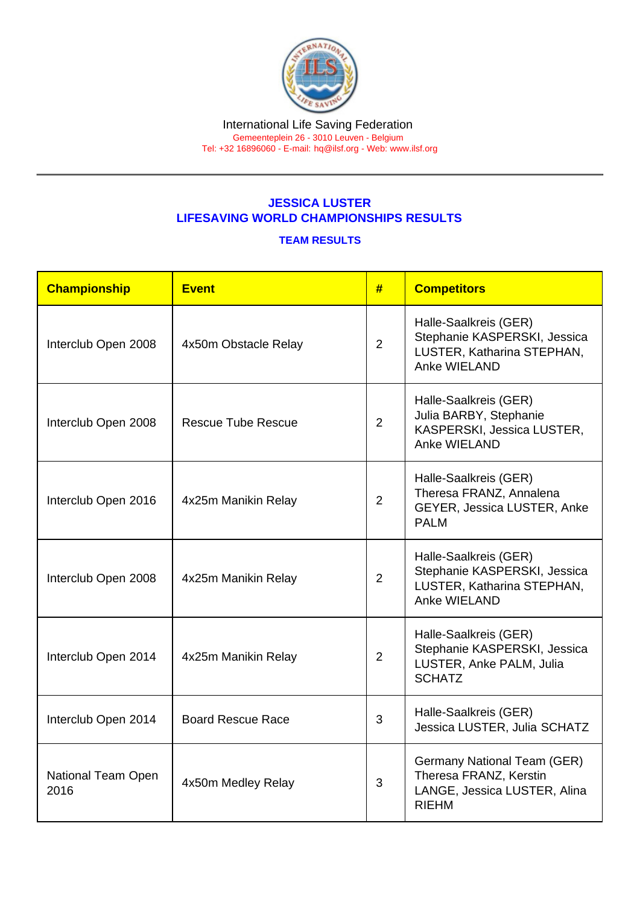International Life Saving Federation
Gemeenteplein 26 - 3010 Leuven - Belgium
Tel: +32 16896060 - E-mail: hq@ilsf.org - Web: www.ilsf.org

## JESSICA LUSTER
## LIFESAVING WORLD CHAMPIONSHIPS RESULTS

### TEAM RESULTS

| Championship | Event | # | Competitors |
|---|---|---|---|
| Interclub Open 2008 | 4x50m Obstacle Relay | 2 | Halle-Saalkreis (GER) Stephanie KASPERSKI, Jessica LUSTER, Katharina STEPHAN, Anke WIELAND |
| Interclub Open 2008 | Rescue Tube Rescue | 2 | Halle-Saalkreis (GER) Julia BARBY, Stephanie KASPERSKI, Jessica LUSTER, Anke WIELAND |
| Interclub Open 2016 | 4x25m Manikin Relay | 2 | Halle-Saalkreis (GER) Theresa FRANZ, Annalena GEYER, Jessica LUSTER, Anke PALM |
| Interclub Open 2008 | 4x25m Manikin Relay | 2 | Halle-Saalkreis (GER) Stephanie KASPERSKI, Jessica LUSTER, Katharina STEPHAN, Anke WIELAND |
| Interclub Open 2014 | 4x25m Manikin Relay | 2 | Halle-Saalkreis (GER) Stephanie KASPERSKI, Jessica LUSTER, Anke PALM, Julia SCHATZ |
| Interclub Open 2014 | Board Rescue Race | 3 | Halle-Saalkreis (GER) Jessica LUSTER, Julia SCHATZ |
| National Team Open 2016 | 4x50m Medley Relay | 3 | Germany National Team (GER) Theresa FRANZ, Kerstin LANGE, Jessica LUSTER, Alina RIEHM |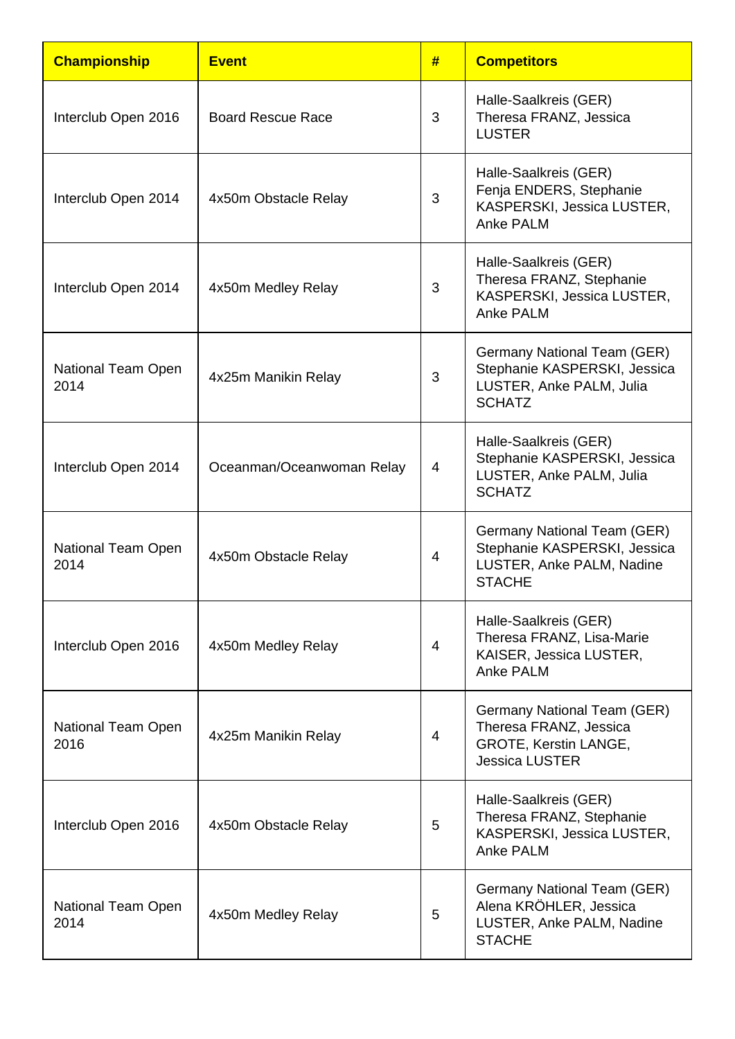| Championship | Event | # | Competitors |
|---|---|---|---|
| Interclub Open 2016 | Board Rescue Race | 3 | Halle-Saalkreis (GER) Theresa FRANZ, Jessica LUSTER |
| Interclub Open 2014 | 4x50m Obstacle Relay | 3 | Halle-Saalkreis (GER) Fenja ENDERS, Stephanie KASPERSKI, Jessica LUSTER, Anke PALM |
| Interclub Open 2014 | 4x50m Medley Relay | 3 | Halle-Saalkreis (GER) Theresa FRANZ, Stephanie KASPERSKI, Jessica LUSTER, Anke PALM |
| National Team Open 2014 | 4x25m Manikin Relay | 3 | Germany National Team (GER) Stephanie KASPERSKI, Jessica LUSTER, Anke PALM, Julia SCHATZ |
| Interclub Open 2014 | Oceanman/Oceanwoman Relay | 4 | Halle-Saalkreis (GER) Stephanie KASPERSKI, Jessica LUSTER, Anke PALM, Julia SCHATZ |
| National Team Open 2014 | 4x50m Obstacle Relay | 4 | Germany National Team (GER) Stephanie KASPERSKI, Jessica LUSTER, Anke PALM, Nadine STACHE |
| Interclub Open 2016 | 4x50m Medley Relay | 4 | Halle-Saalkreis (GER) Theresa FRANZ, Lisa-Marie KAISER, Jessica LUSTER, Anke PALM |
| National Team Open 2016 | 4x25m Manikin Relay | 4 | Germany National Team (GER) Theresa FRANZ, Jessica GROTE, Kerstin LANGE, Jessica LUSTER |
| Interclub Open 2016 | 4x50m Obstacle Relay | 5 | Halle-Saalkreis (GER) Theresa FRANZ, Stephanie KASPERSKI, Jessica LUSTER, Anke PALM |
| National Team Open 2014 | 4x50m Medley Relay | 5 | Germany National Team (GER) Alena KRÖHLER, Jessica LUSTER, Anke PALM, Nadine STACHE |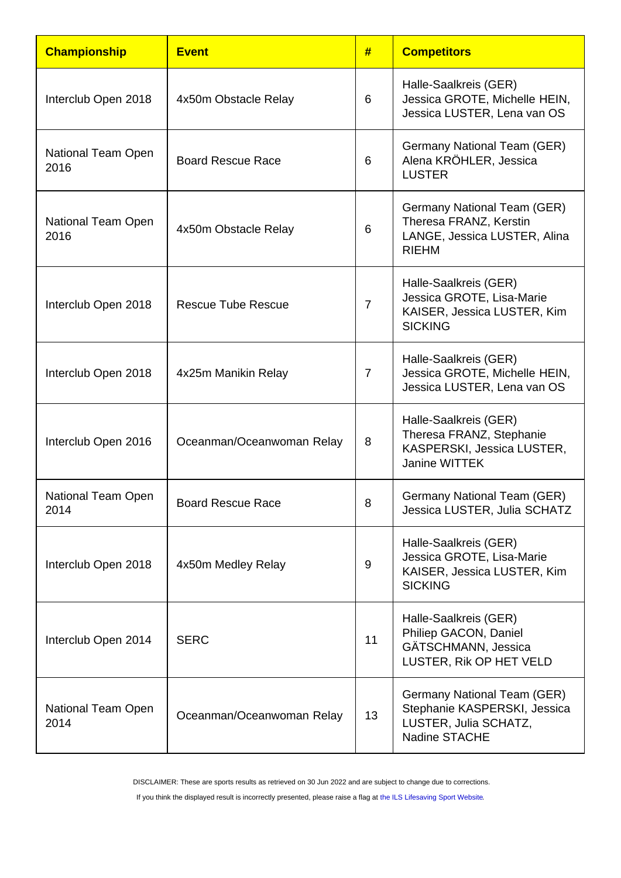| Championship | Event | # | Competitors |
| --- | --- | --- | --- |
| Interclub Open 2018 | 4x50m Obstacle Relay | 6 | Halle-Saalkreis (GER) Jessica GROTE, Michelle HEIN, Jessica LUSTER, Lena van OS |
| National Team Open 2016 | Board Rescue Race | 6 | Germany National Team (GER) Alena KRÖHLER, Jessica LUSTER |
| National Team Open 2016 | 4x50m Obstacle Relay | 6 | Germany National Team (GER) Theresa FRANZ, Kerstin LANGE, Jessica LUSTER, Alina RIEHM |
| Interclub Open 2018 | Rescue Tube Rescue | 7 | Halle-Saalkreis (GER) Jessica GROTE, Lisa-Marie KAISER, Jessica LUSTER, Kim SICKING |
| Interclub Open 2018 | 4x25m Manikin Relay | 7 | Halle-Saalkreis (GER) Jessica GROTE, Michelle HEIN, Jessica LUSTER, Lena van OS |
| Interclub Open 2016 | Oceanman/Oceanwoman Relay | 8 | Halle-Saalkreis (GER) Theresa FRANZ, Stephanie KASPERSKI, Jessica LUSTER, Janine WITTEK |
| National Team Open 2014 | Board Rescue Race | 8 | Germany National Team (GER) Jessica LUSTER, Julia SCHATZ |
| Interclub Open 2018 | 4x50m Medley Relay | 9 | Halle-Saalkreis (GER) Jessica GROTE, Lisa-Marie KAISER, Jessica LUSTER, Kim SICKING |
| Interclub Open 2014 | SERC | 11 | Halle-Saalkreis (GER) Philiep GACON, Daniel GÄTSCHMANN, Jessica LUSTER, Rik OP HET VELD |
| National Team Open 2014 | Oceanman/Oceanwoman Relay | 13 | Germany National Team (GER) Stephanie KASPERSKI, Jessica LUSTER, Julia SCHATZ, Nadine STACHE |

DISCLAIMER: These are sports results as retrieved on 30 Jun 2022 and are subject to change due to corrections.

If you think the displayed result is incorrectly presented, please raise a flag at the ILS Lifesaving Sport Website.